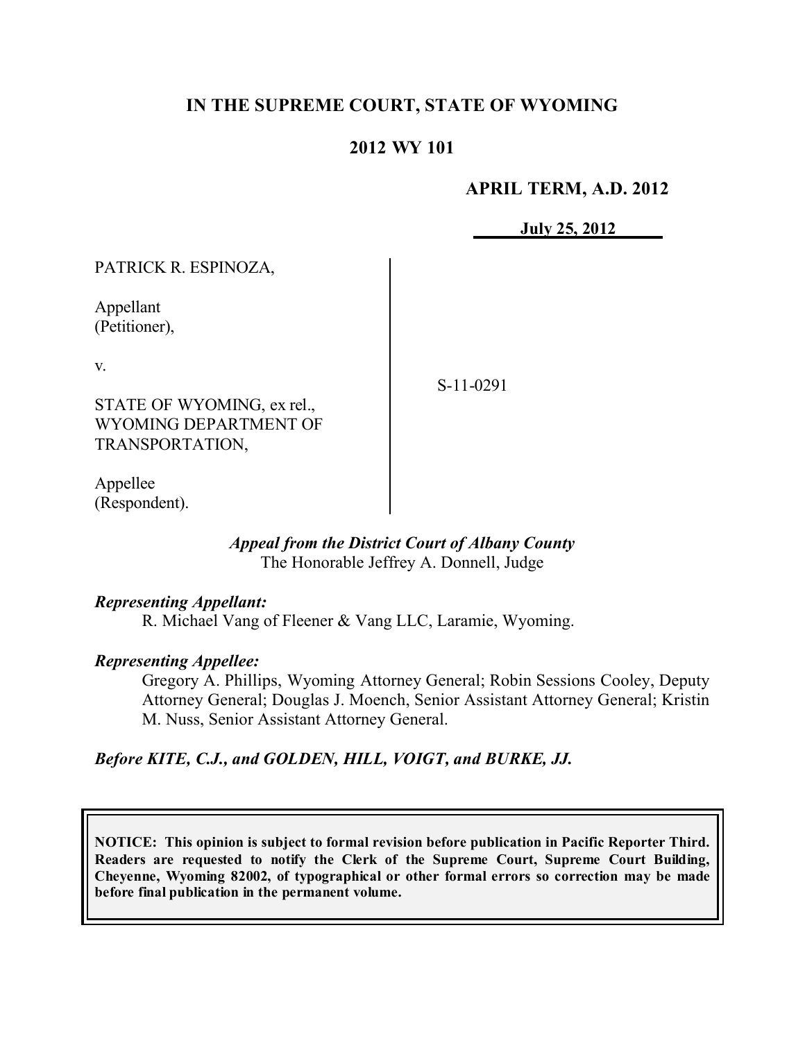# IN THE SUPREME COURT, STATE OF WYOMING

## 2012 WY 101

**APRIL TERM, A.D. 2012**

**July 25, 2012**

PATRICK R. ESPINOZA,

Appellant
(Petitioner),

v.

STATE OF WYOMING, ex rel., WYOMING DEPARTMENT OF TRANSPORTATION,

Appellee
(Respondent).

S-11-0291

*Appeal from the District Court of Albany County*
The Honorable Jeffrey A. Donnell, Judge

***Representing Appellant:***

R. Michael Vang of Fleener & Vang LLC, Laramie, Wyoming.

***Representing Appellee:***

Gregory A. Phillips, Wyoming Attorney General; Robin Sessions Cooley, Deputy Attorney General; Douglas J. Moench, Senior Assistant Attorney General; Kristin M. Nuss, Senior Assistant Attorney General.

***Before KITE, C.J., and GOLDEN, HILL, VOIGT, and BURKE, JJ.***

**NOTICE: This opinion is subject to formal revision before publication in Pacific Reporter Third. Readers are requested to notify the Clerk of the Supreme Court, Supreme Court Building, Cheyenne, Wyoming 82002, of typographical or other formal errors so correction may be made before final publication in the permanent volume.**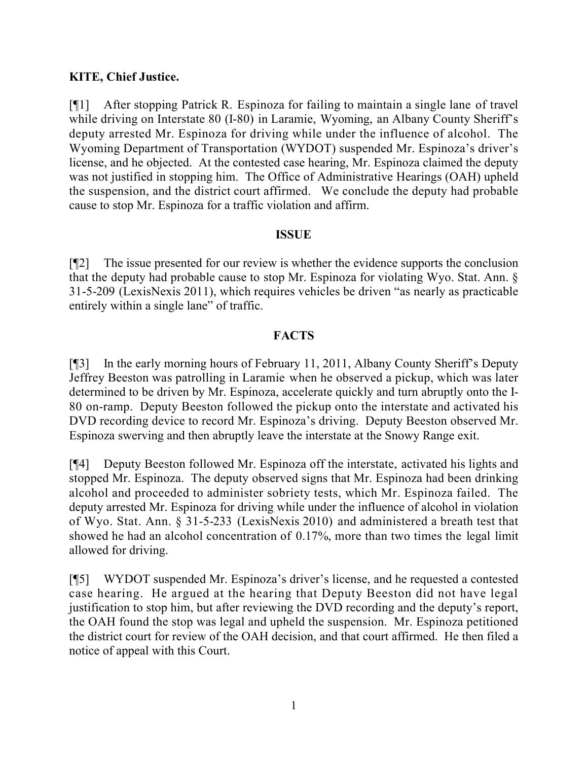**KITE, Chief Justice.**

[¶1] After stopping Patrick R. Espinoza for failing to maintain a single lane of travel while driving on Interstate 80 (I-80) in Laramie, Wyoming, an Albany County Sheriff's deputy arrested Mr. Espinoza for driving while under the influence of alcohol. The Wyoming Department of Transportation (WYDOT) suspended Mr. Espinoza's driver's license, and he objected. At the contested case hearing, Mr. Espinoza claimed the deputy was not justified in stopping him. The Office of Administrative Hearings (OAH) upheld the suspension, and the district court affirmed. We conclude the deputy had probable cause to stop Mr. Espinoza for a traffic violation and affirm.

## ISSUE

[¶2] The issue presented for our review is whether the evidence supports the conclusion that the deputy had probable cause to stop Mr. Espinoza for violating Wyo. Stat. Ann. § 31-5-209 (LexisNexis 2011), which requires vehicles be driven "as nearly as practicable entirely within a single lane" of traffic.

## FACTS

[¶3] In the early morning hours of February 11, 2011, Albany County Sheriff's Deputy Jeffrey Beeston was patrolling in Laramie when he observed a pickup, which was later determined to be driven by Mr. Espinoza, accelerate quickly and turn abruptly onto the I-80 on-ramp. Deputy Beeston followed the pickup onto the interstate and activated his DVD recording device to record Mr. Espinoza's driving. Deputy Beeston observed Mr. Espinoza swerving and then abruptly leave the interstate at the Snowy Range exit.

[¶4] Deputy Beeston followed Mr. Espinoza off the interstate, activated his lights and stopped Mr. Espinoza. The deputy observed signs that Mr. Espinoza had been drinking alcohol and proceeded to administer sobriety tests, which Mr. Espinoza failed. The deputy arrested Mr. Espinoza for driving while under the influence of alcohol in violation of Wyo. Stat. Ann. § 31-5-233 (LexisNexis 2010) and administered a breath test that showed he had an alcohol concentration of 0.17%, more than two times the legal limit allowed for driving.

[¶5] WYDOT suspended Mr. Espinoza's driver's license, and he requested a contested case hearing. He argued at the hearing that Deputy Beeston did not have legal justification to stop him, but after reviewing the DVD recording and the deputy's report, the OAH found the stop was legal and upheld the suspension. Mr. Espinoza petitioned the district court for review of the OAH decision, and that court affirmed. He then filed a notice of appeal with this Court.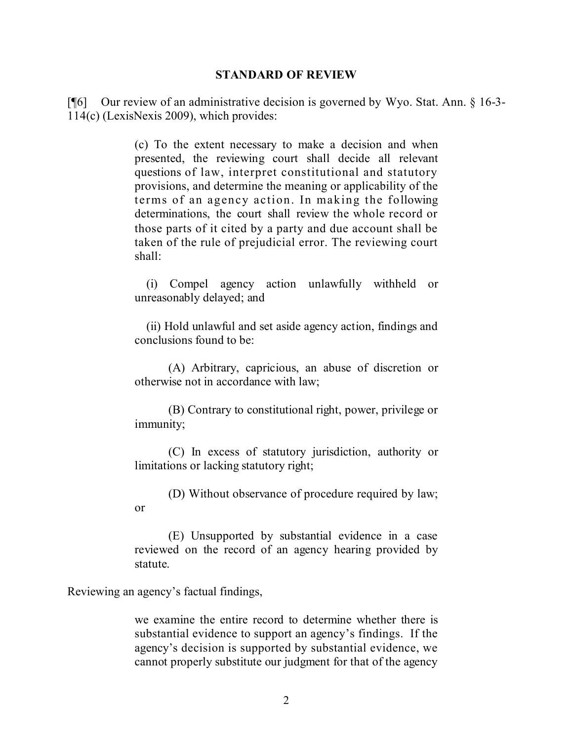**STANDARD OF REVIEW**

[¶6] Our review of an administrative decision is governed by Wyo. Stat. Ann. § 16-3-114(c) (LexisNexis 2009), which provides:

> (c) To the extent necessary to make a decision and when presented, the reviewing court shall decide all relevant questions of law, interpret constitutional and statutory provisions, and determine the meaning or applicability of the terms of an agency action. In making the following determinations, the court shall review the whole record or those parts of it cited by a party and due account shall be taken of the rule of prejudicial error. The reviewing court shall:
>
> (i) Compel agency action unlawfully withheld or unreasonably delayed; and
>
> (ii) Hold unlawful and set aside agency action, findings and conclusions found to be:
>
> (A) Arbitrary, capricious, an abuse of discretion or otherwise not in accordance with law;
>
> (B) Contrary to constitutional right, power, privilege or immunity;
>
> (C) In excess of statutory jurisdiction, authority or limitations or lacking statutory right;
>
> (D) Without observance of procedure required by law; or
>
> (E) Unsupported by substantial evidence in a case reviewed on the record of an agency hearing provided by statute.

Reviewing an agency's factual findings,

> we examine the entire record to determine whether there is substantial evidence to support an agency's findings. If the agency's decision is supported by substantial evidence, we cannot properly substitute our judgment for that of the agency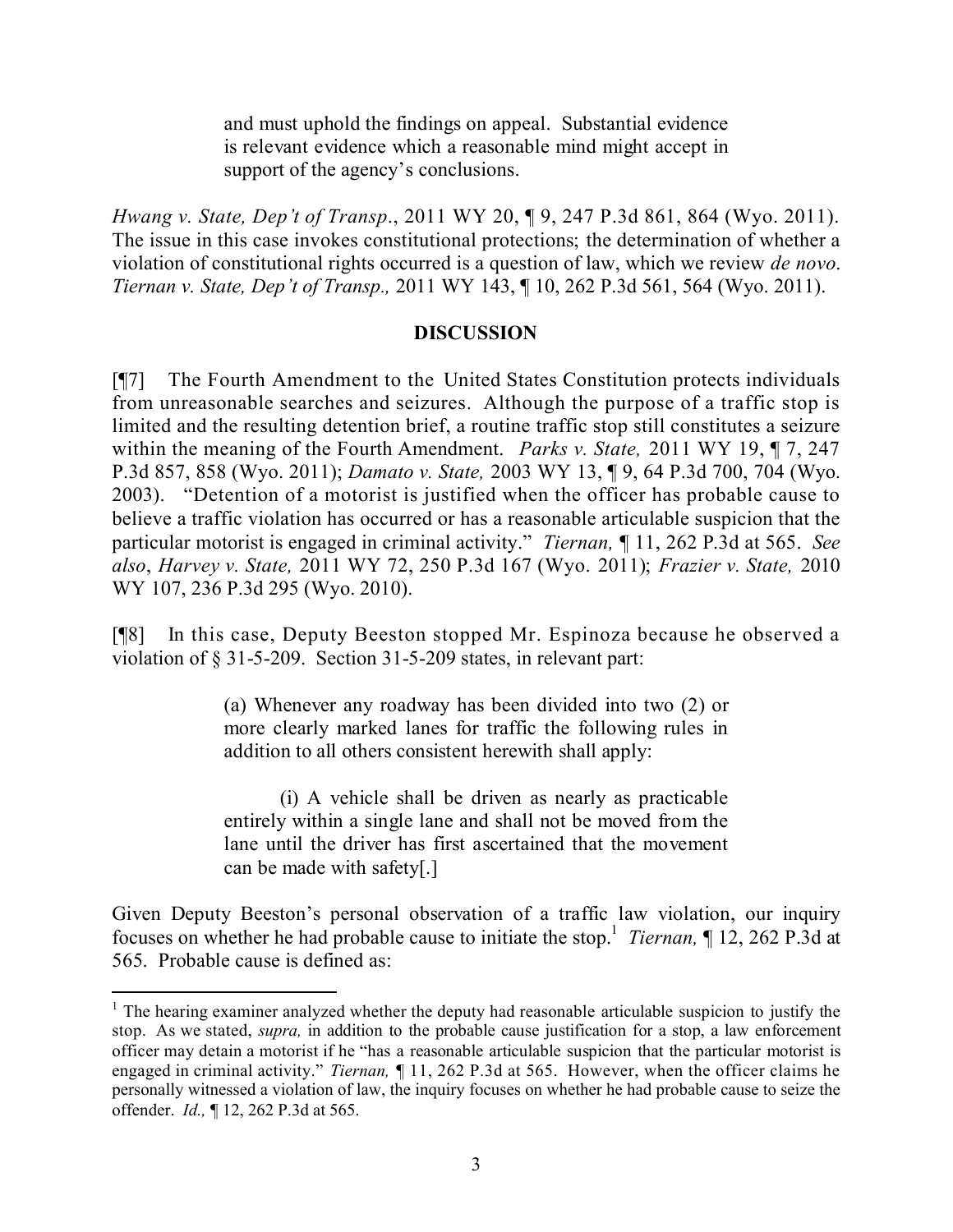> and must uphold the findings on appeal. Substantial evidence is relevant evidence which a reasonable mind might accept in support of the agency's conclusions.

*Hwang v. State, Dep't of Transp*., 2011 WY 20, ¶ 9, 247 P.3d 861, 864 (Wyo. 2011). The issue in this case invokes constitutional protections; the determination of whether a violation of constitutional rights occurred is a question of law, which we review *de novo*. *Tiernan v. State, Dep't of Transp.,* 2011 WY 143, ¶ 10, 262 P.3d 561, 564 (Wyo. 2011).

## DISCUSSION

[¶7] The Fourth Amendment to the United States Constitution protects individuals from unreasonable searches and seizures. Although the purpose of a traffic stop is limited and the resulting detention brief, a routine traffic stop still constitutes a seizure within the meaning of the Fourth Amendment. *Parks v. State,* 2011 WY 19, ¶ 7, 247 P.3d 857, 858 (Wyo. 2011); *Damato v. State,* 2003 WY 13, ¶ 9, 64 P.3d 700, 704 (Wyo. 2003). "Detention of a motorist is justified when the officer has probable cause to believe a traffic violation has occurred or has a reasonable articulable suspicion that the particular motorist is engaged in criminal activity." *Tiernan,* ¶ 11, 262 P.3d at 565. *See also*, *Harvey v. State,* 2011 WY 72, 250 P.3d 167 (Wyo. 2011); *Frazier v. State,* 2010 WY 107, 236 P.3d 295 (Wyo. 2010).

[¶8] In this case, Deputy Beeston stopped Mr. Espinoza because he observed a violation of § 31-5-209. Section 31-5-209 states, in relevant part:

> (a) Whenever any roadway has been divided into two (2) or more clearly marked lanes for traffic the following rules in addition to all others consistent herewith shall apply:
>
> (i) A vehicle shall be driven as nearly as practicable entirely within a single lane and shall not be moved from the lane until the driver has first ascertained that the movement can be made with safety[.]

Given Deputy Beeston's personal observation of a traffic law violation, our inquiry focuses on whether he had probable cause to initiate the stop.[1] *Tiernan,* ¶ 12, 262 P.3d at 565. Probable cause is defined as:

---

[1] The hearing examiner analyzed whether the deputy had reasonable articulable suspicion to justify the stop. As we stated, *supra,* in addition to the probable cause justification for a stop, a law enforcement officer may detain a motorist if he "has a reasonable articulable suspicion that the particular motorist is engaged in criminal activity." *Tiernan,* ¶ 11, 262 P.3d at 565. However, when the officer claims he personally witnessed a violation of law, the inquiry focuses on whether he had probable cause to seize the offender. *Id.,* ¶ 12, 262 P.3d at 565.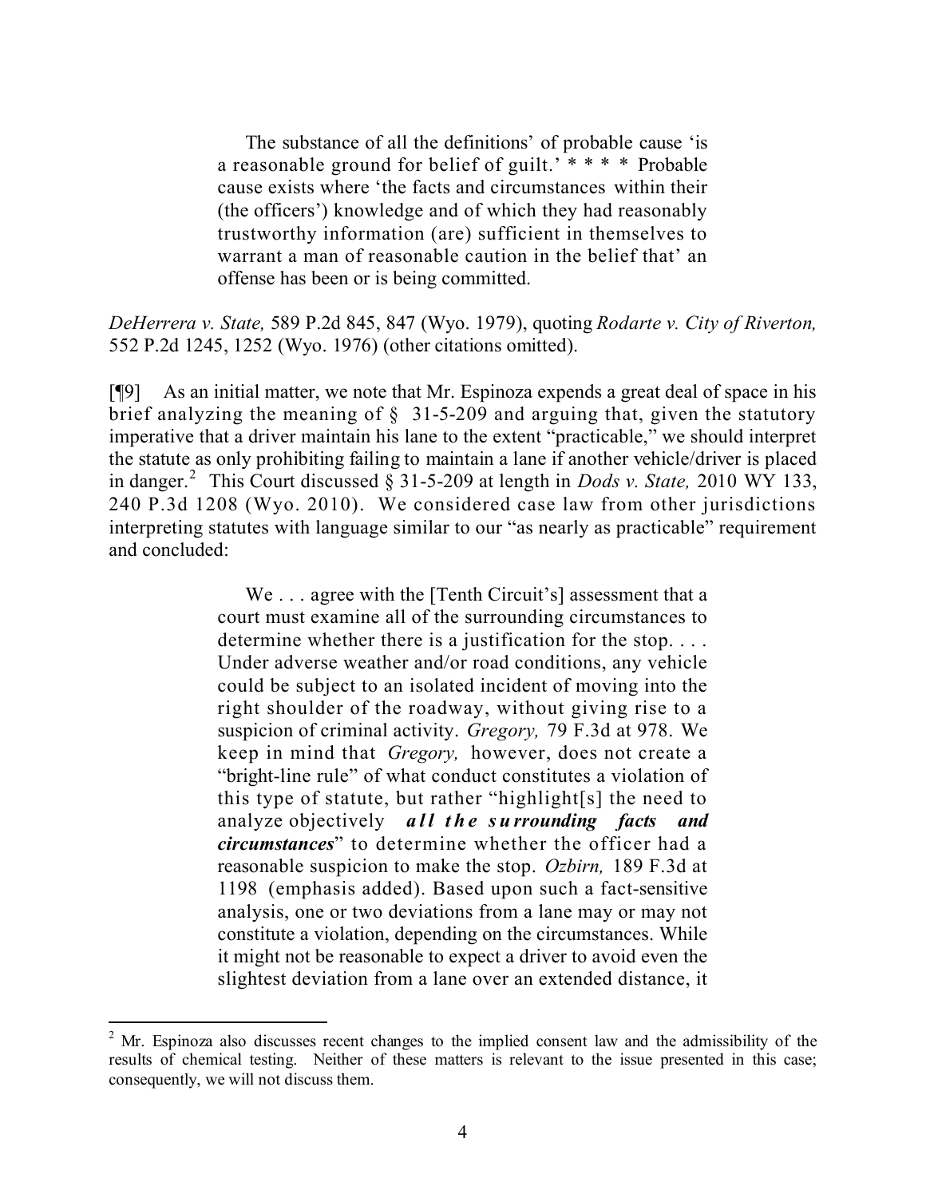> The substance of all the definitions' of probable cause 'is a reasonable ground for belief of guilt.' * * * * Probable cause exists where 'the facts and circumstances within their (the officers') knowledge and of which they had reasonably trustworthy information (are) sufficient in themselves to warrant a man of reasonable caution in the belief that' an offense has been or is being committed.

*DeHerrera v. State,* 589 P.2d 845, 847 (Wyo. 1979), quoting *Rodarte v. City of Riverton,* 552 P.2d 1245, 1252 (Wyo. 1976) (other citations omitted).

[¶9] As an initial matter, we note that Mr. Espinoza expends a great deal of space in his brief analyzing the meaning of § 31-5-209 and arguing that, given the statutory imperative that a driver maintain his lane to the extent "practicable," we should interpret the statute as only prohibiting failing to maintain a lane if another vehicle/driver is placed in danger.[2] This Court discussed § 31-5-209 at length in *Dods v. State,* 2010 WY 133, 240 P.3d 1208 (Wyo. 2010). We considered case law from other jurisdictions interpreting statutes with language similar to our "as nearly as practicable" requirement and concluded:

> We . . . agree with the [Tenth Circuit's] assessment that a court must examine all of the surrounding circumstances to determine whether there is a justification for the stop. . . . Under adverse weather and/or road conditions, any vehicle could be subject to an isolated incident of moving into the right shoulder of the roadway, without giving rise to a suspicion of criminal activity. *Gregory,* 79 F.3d at 978. We keep in mind that *Gregory,* however, does not create a "bright-line rule" of what conduct constitutes a violation of this type of statute, but rather "highlight[s] the need to analyze objectively ***all the surrounding facts and circumstances***" to determine whether the officer had a reasonable suspicion to make the stop. *Ozbirn,* 189 F.3d at 1198 (emphasis added). Based upon such a fact-sensitive analysis, one or two deviations from a lane may or may not constitute a violation, depending on the circumstances. While it might not be reasonable to expect a driver to avoid even the slightest deviation from a lane over an extended distance, it

---

[2] Mr. Espinoza also discusses recent changes to the implied consent law and the admissibility of the results of chemical testing. Neither of these matters is relevant to the issue presented in this case; consequently, we will not discuss them.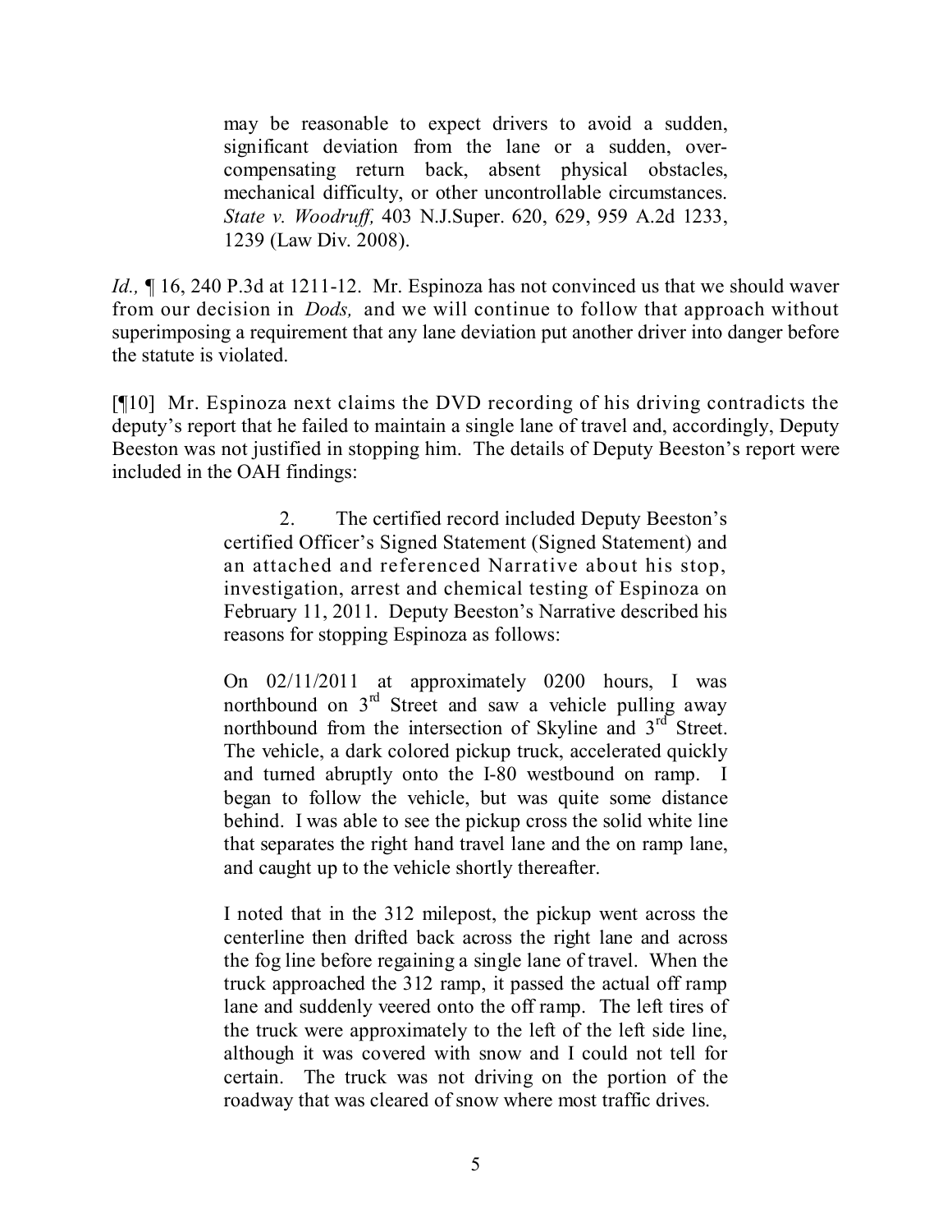> may be reasonable to expect drivers to avoid a sudden, significant deviation from the lane or a sudden, over-compensating return back, absent physical obstacles, mechanical difficulty, or other uncontrollable circumstances. *State v. Woodruff,* 403 N.J.Super. 620, 629, 959 A.2d 1233, 1239 (Law Div. 2008).

*Id.,* ¶ 16, 240 P.3d at 1211-12. Mr. Espinoza has not convinced us that we should waver from our decision in *Dods,* and we will continue to follow that approach without superimposing a requirement that any lane deviation put another driver into danger before the statute is violated.

[¶10] Mr. Espinoza next claims the DVD recording of his driving contradicts the deputy's report that he failed to maintain a single lane of travel and, accordingly, Deputy Beeston was not justified in stopping him. The details of Deputy Beeston's report were included in the OAH findings:

> 2. The certified record included Deputy Beeston's certified Officer's Signed Statement (Signed Statement) and an attached and referenced Narrative about his stop, investigation, arrest and chemical testing of Espinoza on February 11, 2011. Deputy Beeston's Narrative described his reasons for stopping Espinoza as follows:
>
> On 02/11/2011 at approximately 0200 hours, I was northbound on 3rd Street and saw a vehicle pulling away northbound from the intersection of Skyline and 3rd Street. The vehicle, a dark colored pickup truck, accelerated quickly and turned abruptly onto the I-80 westbound on ramp. I began to follow the vehicle, but was quite some distance behind. I was able to see the pickup cross the solid white line that separates the right hand travel lane and the on ramp lane, and caught up to the vehicle shortly thereafter.
>
> I noted that in the 312 milepost, the pickup went across the centerline then drifted back across the right lane and across the fog line before regaining a single lane of travel. When the truck approached the 312 ramp, it passed the actual off ramp lane and suddenly veered onto the off ramp. The left tires of the truck were approximately to the left of the left side line, although it was covered with snow and I could not tell for certain. The truck was not driving on the portion of the roadway that was cleared of snow where most traffic drives.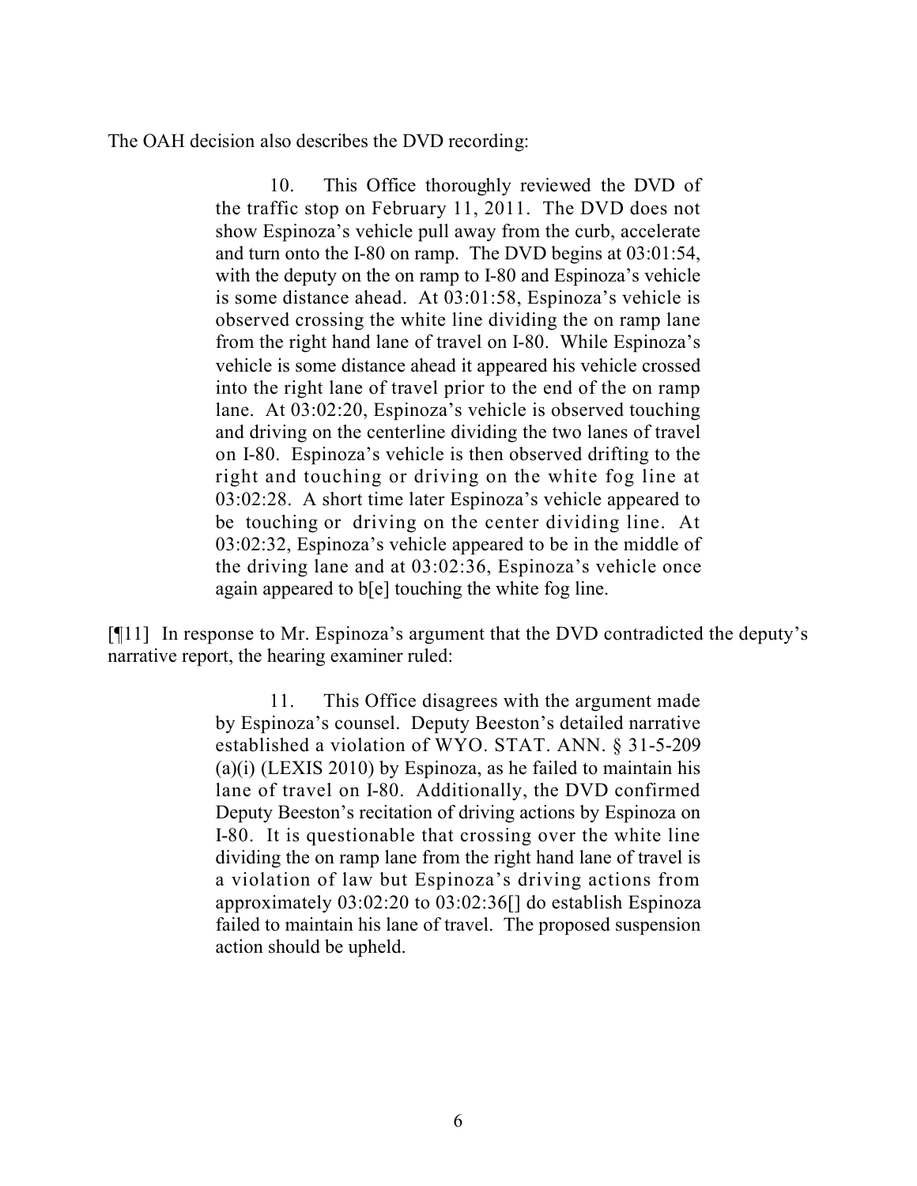The OAH decision also describes the DVD recording:

> 10. This Office thoroughly reviewed the DVD of the traffic stop on February 11, 2011. The DVD does not show Espinoza's vehicle pull away from the curb, accelerate and turn onto the I-80 on ramp. The DVD begins at 03:01:54, with the deputy on the on ramp to I-80 and Espinoza's vehicle is some distance ahead. At 03:01:58, Espinoza's vehicle is observed crossing the white line dividing the on ramp lane from the right hand lane of travel on I-80. While Espinoza's vehicle is some distance ahead it appeared his vehicle crossed into the right lane of travel prior to the end of the on ramp lane. At 03:02:20, Espinoza's vehicle is observed touching and driving on the centerline dividing the two lanes of travel on I-80. Espinoza's vehicle is then observed drifting to the right and touching or driving on the white fog line at 03:02:28. A short time later Espinoza's vehicle appeared to be touching or driving on the center dividing line. At 03:02:32, Espinoza's vehicle appeared to be in the middle of the driving lane and at 03:02:36, Espinoza's vehicle once again appeared to b[e] touching the white fog line.

[¶11] In response to Mr. Espinoza's argument that the DVD contradicted the deputy's narrative report, the hearing examiner ruled:

> 11. This Office disagrees with the argument made by Espinoza's counsel. Deputy Beeston's detailed narrative established a violation of WYO. STAT. ANN. § 31-5-209 (a)(i) (LEXIS 2010) by Espinoza, as he failed to maintain his lane of travel on I-80. Additionally, the DVD confirmed Deputy Beeston's recitation of driving actions by Espinoza on I-80. It is questionable that crossing over the white line dividing the on ramp lane from the right hand lane of travel is a violation of law but Espinoza's driving actions from approximately 03:02:20 to 03:02:36[] do establish Espinoza failed to maintain his lane of travel. The proposed suspension action should be upheld.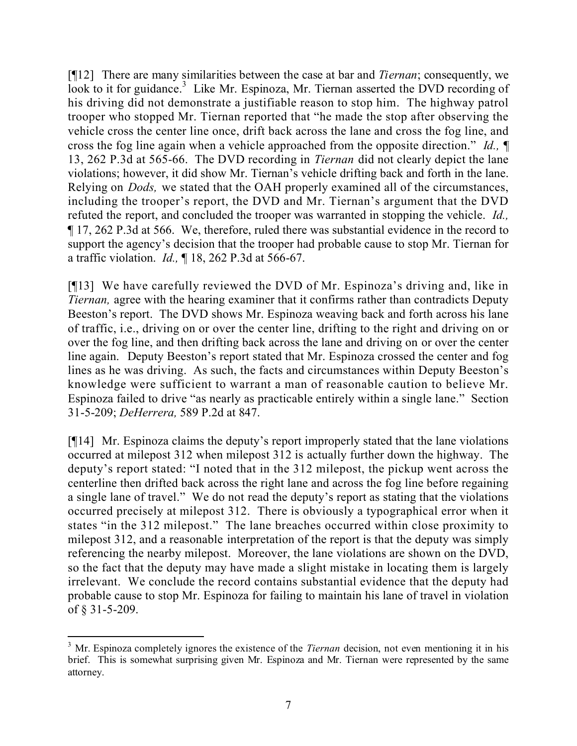[¶12] There are many similarities between the case at bar and *Tiernan*; consequently, we look to it for guidance.[3] Like Mr. Espinoza, Mr. Tiernan asserted the DVD recording of his driving did not demonstrate a justifiable reason to stop him. The highway patrol trooper who stopped Mr. Tiernan reported that "he made the stop after observing the vehicle cross the center line once, drift back across the lane and cross the fog line, and cross the fog line again when a vehicle approached from the opposite direction." *Id.,* ¶ 13, 262 P.3d at 565-66. The DVD recording in *Tiernan* did not clearly depict the lane violations; however, it did show Mr. Tiernan's vehicle drifting back and forth in the lane. Relying on *Dods,* we stated that the OAH properly examined all of the circumstances, including the trooper's report, the DVD and Mr. Tiernan's argument that the DVD refuted the report, and concluded the trooper was warranted in stopping the vehicle. *Id.,* ¶ 17, 262 P.3d at 566. We, therefore, ruled there was substantial evidence in the record to support the agency's decision that the trooper had probable cause to stop Mr. Tiernan for a traffic violation. *Id.,* ¶ 18, 262 P.3d at 566-67.

[¶13] We have carefully reviewed the DVD of Mr. Espinoza's driving and, like in *Tiernan,* agree with the hearing examiner that it confirms rather than contradicts Deputy Beeston's report. The DVD shows Mr. Espinoza weaving back and forth across his lane of traffic, i.e., driving on or over the center line, drifting to the right and driving on or over the fog line, and then drifting back across the lane and driving on or over the center line again. Deputy Beeston's report stated that Mr. Espinoza crossed the center and fog lines as he was driving. As such, the facts and circumstances within Deputy Beeston's knowledge were sufficient to warrant a man of reasonable caution to believe Mr. Espinoza failed to drive "as nearly as practicable entirely within a single lane." Section 31-5-209; *DeHerrera,* 589 P.2d at 847.

[¶14] Mr. Espinoza claims the deputy's report improperly stated that the lane violations occurred at milepost 312 when milepost 312 is actually further down the highway. The deputy's report stated: "I noted that in the 312 milepost, the pickup went across the centerline then drifted back across the right lane and across the fog line before regaining a single lane of travel." We do not read the deputy's report as stating that the violations occurred precisely at milepost 312. There is obviously a typographical error when it states "in the 312 milepost." The lane breaches occurred within close proximity to milepost 312, and a reasonable interpretation of the report is that the deputy was simply referencing the nearby milepost. Moreover, the lane violations are shown on the DVD, so the fact that the deputy may have made a slight mistake in locating them is largely irrelevant. We conclude the record contains substantial evidence that the deputy had probable cause to stop Mr. Espinoza for failing to maintain his lane of travel in violation of § 31-5-209.

---

[3] Mr. Espinoza completely ignores the existence of the *Tiernan* decision, not even mentioning it in his brief. This is somewhat surprising given Mr. Espinoza and Mr. Tiernan were represented by the same attorney.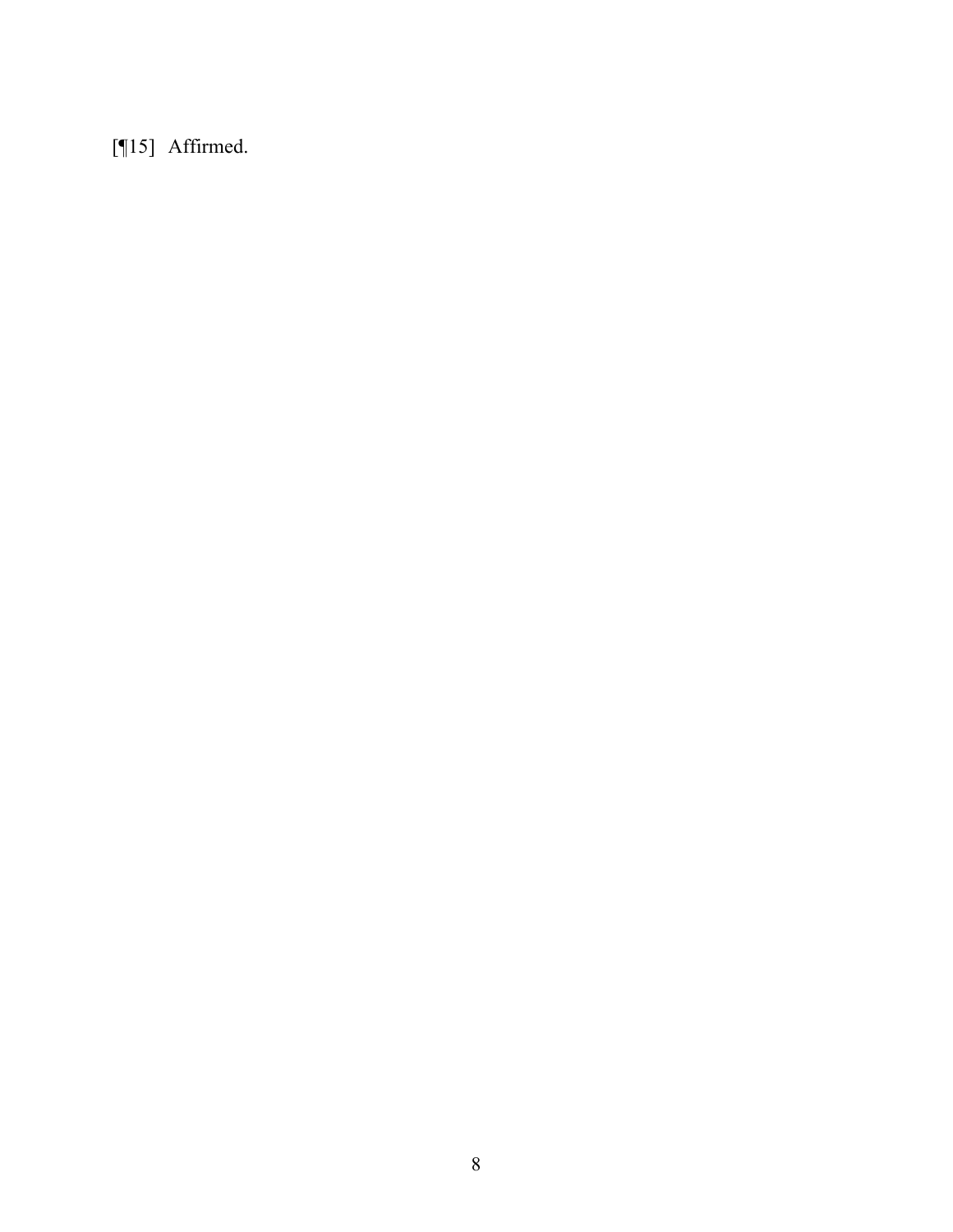[¶15] Affirmed.